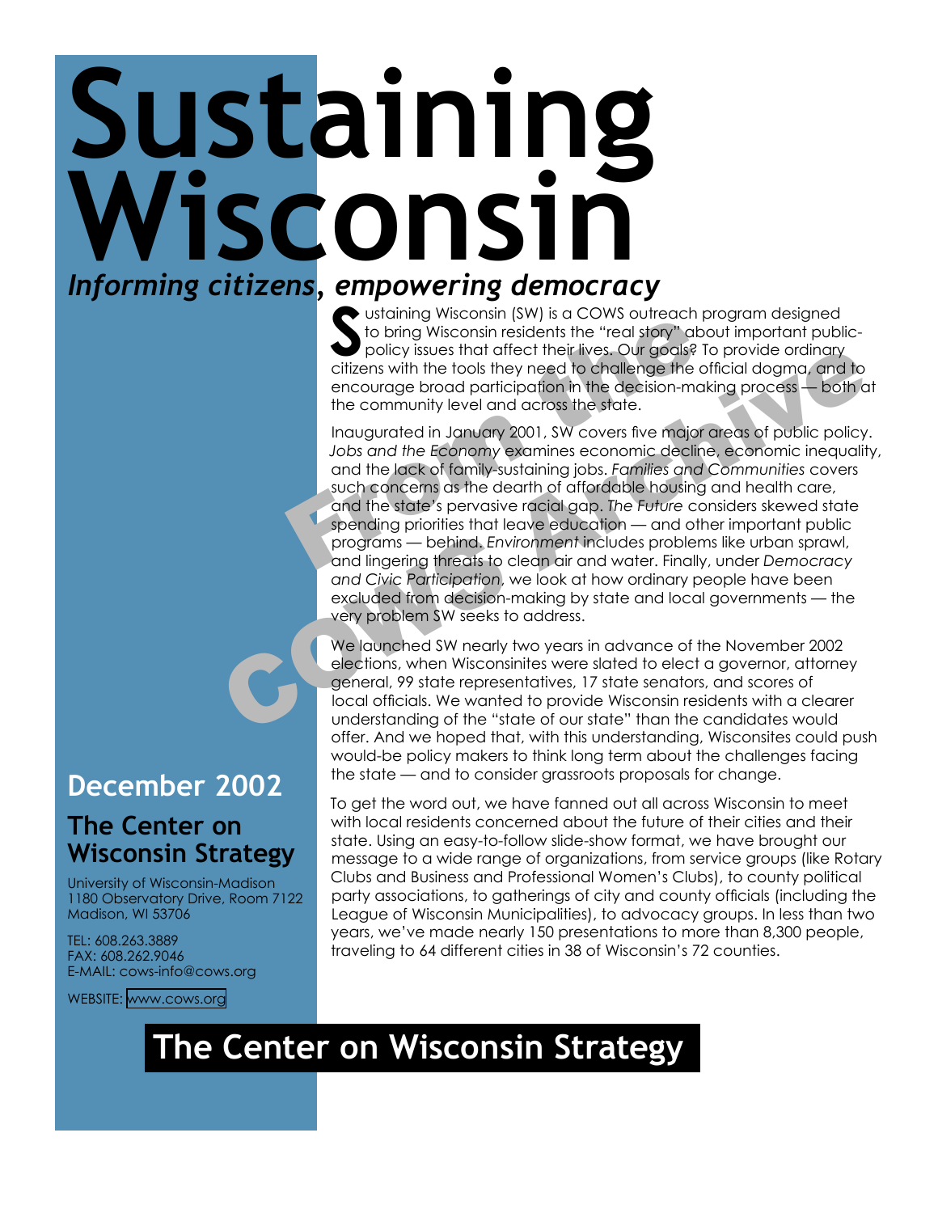# Sustaining Wisconsin

*Informing citizens, empowering democracy*

Sustaining Wisconsin (SW) is a COWS outreach program designed to bring Wisconsin residents the "real story" about important public-policy issues that affect their lives. Our goals? To provide ordinary citizens with the tools they need to challenge the official dogma, and to encourage broad participation in the decision-making process — both at the community level and across the state.

Inaugurated in January 2001, SW covers five major areas of public policy. *Jobs and the Economy* examines economic decline, economic inequality, and the lack of family-sustaining jobs. *Families and Communities* covers such concerns as the dearth of affordable housing and health care, and the state's pervasive racial gap. *The Future* considers skewed state spending priorities that leave education — and other important public programs — behind. *Environment* includes problems like urban sprawl, and lingering threats to clean air and water. Finally, under *Democracy and Civic Participation*, we look at how ordinary people have been excluded from decision-making by state and local governments — the very problem SW seeks to address.

We launched SW nearly two years in advance of the November 2002 elections, when Wisconsinites were slated to elect a governor, attorney general, 99 state representatives, 17 state senators, and scores of local officials. We wanted to provide Wisconsin residents with a clearer understanding of the "state of our state" than the candidates would offer. And we hoped that, with this understanding, Wisconsites could push would-be policy makers to think long term about the challenges facing the state — and to consider grassroots proposals for change.

To get the word out, we have fanned out all across Wisconsin to meet with local residents concerned about the future of their cities and their state. Using an easy-to-follow slide-show format, we have brought our message to a wide range of organizations, from service groups (like Rotary Clubs and Business and Professional Women's Clubs), to county political party associations, to gatherings of city and county officials (including the League of Wisconsin Municipalities), to advocacy groups. In less than two years, we've made nearly 150 presentations to more than 8,300 people, traveling to 64 different cities in 38 of Wisconsin's 72 counties.

## December 2002

### The Center on Wisconsin Strategy

University of Wisconsin-Madison
1180 Observatory Drive, Room 7122
Madison, WI 53706

TEL: 608.263.3889
FAX: 608.262.9046
E-MAIL: cows-info@cows.org

WEBSITE: www.cows.org

**The Center on Wisconsin Strategy**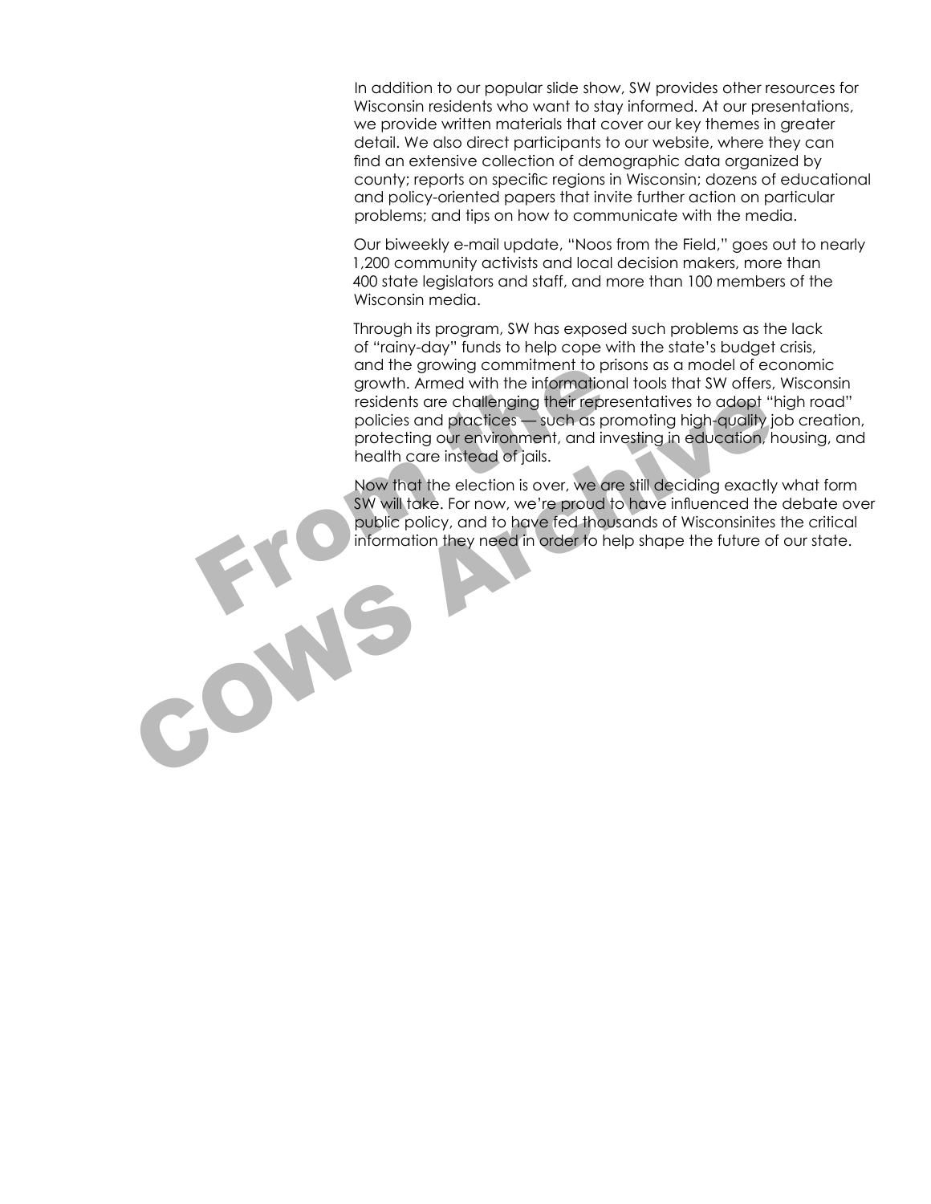In addition to our popular slide show, SW provides other resources for Wisconsin residents who want to stay informed. At our presentations, we provide written materials that cover our key themes in greater detail. We also direct participants to our website, where they can find an extensive collection of demographic data organized by county; reports on specific regions in Wisconsin; dozens of educational and policy-oriented papers that invite further action on particular problems; and tips on how to communicate with the media.

Our biweekly e-mail update, "Noos from the Field," goes out to nearly 1,200 community activists and local decision makers, more than 400 state legislators and staff, and more than 100 members of the Wisconsin media.

Through its program, SW has exposed such problems as the lack of "rainy-day" funds to help cope with the state's budget crisis, and the growing commitment to prisons as a model of economic growth. Armed with the informational tools that SW offers, Wisconsin residents are challenging their representatives to adopt "high road" policies and practices — such as promoting high-quality job creation, protecting our environment, and investing in education, housing, and health care instead of jails.

Now that the election is over, we are still deciding exactly what form SW will take. For now, we're proud to have influenced the debate over public policy, and to have fed thousands of Wisconsinites the critical information they need in order to help shape the future of our state.